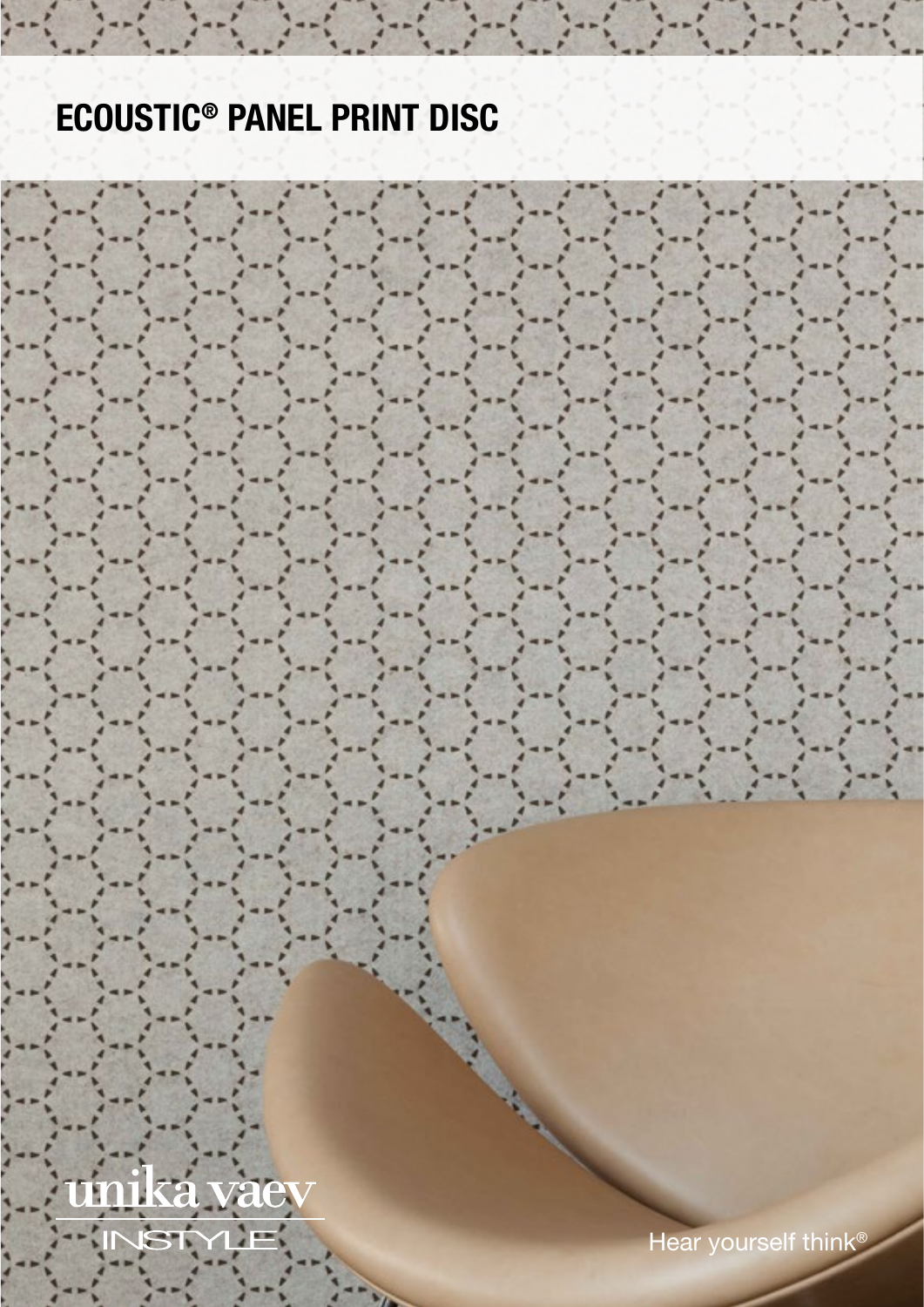# ECOUSTIC® PANEL PRINT DISC

unika vaev
INSTYLE

Hear yourself think®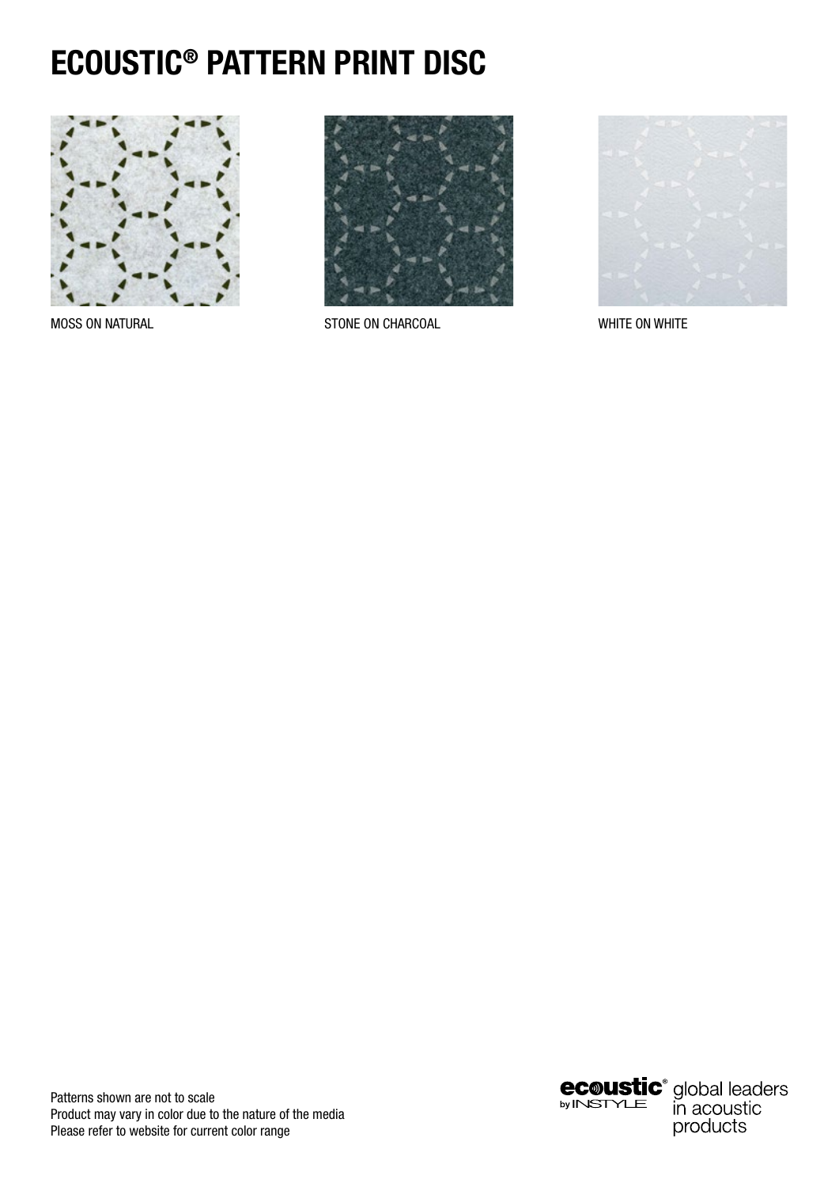# ECOUSTIC® PATTERN PRINT DISC

MOSS ON NATURAL

STONE ON CHARCOAL

WHITE ON WHITE

Patterns shown are not to scale
Product may vary in color due to the nature of the media
Please refer to website for current color range

ecoustic® by INSTYLE global leaders in acoustic products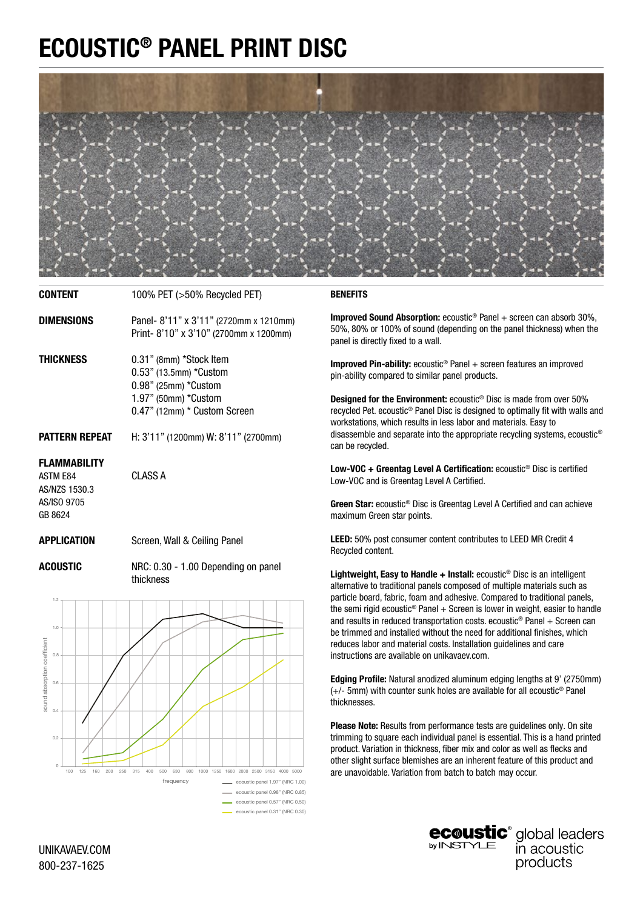# ECOUSTIC® PANEL PRINT DISC

| | |
|---|---|
| **CONTENT** | 100% PET (>50% Recycled PET) |
| **DIMENSIONS** | Panel- 8'11" x 3'11" (2720mm x 1210mm)<br>Print- 8'10" x 3'10" (2700mm x 1200mm) |
| **THICKNESS** | 0.31" (8mm) *Stock Item<br>0.53" (13.5mm) *Custom<br>0.98" (25mm) *Custom<br>1.97" (50mm) *Custom<br>0.47" (12mm) * Custom Screen |
| **PATTERN REPEAT** | H: 3'11" (1200mm) W: 8'11" (2700mm) |
| **FLAMMABILITY**<br>ASTM E84<br>AS/NZS 1530.3<br>AS/ISO 9705<br>GB 8624 | CLASS A |
| **APPLICATION** | Screen, Wall & Ceiling Panel |
| **ACOUSTIC** | NRC: 0.30 - 1.00 Depending on panel thickness |

sound absorption coefficient

1.2
1.0
0.8
0.6
0.4
0.2
0

100 125 160 200 250 315 400 500 630 800 1000 1250 1600 2000 2500 3150 4000 5000

frequency

ecoustic panel 1.97" (NRC 1.00)
ecoustic panel 0.98" (NRC 0.85)
ecoustic panel 0.57" (NRC 0.50)
ecoustic panel 0.31" (NRC 0.30)

**BENEFITS**

**Improved Sound Absorption:** ecoustic® Panel + screen can absorb 30%, 50%, 80% or 100% of sound (depending on the panel thickness) when the panel is directly fixed to a wall.

**Improved Pin-ability:** ecoustic® Panel + screen features an improved pin-ability compared to similar panel products.

**Designed for the Environment:** ecoustic® Disc is made from over 50% recycled Pet. ecoustic® Panel Disc is designed to optimally fit with walls and workstations, which results in less labor and materials. Easy to disassemble and separate into the appropriate recycling systems, ecoustic® can be recycled.

**Low-VOC + Greentag Level A Certification:** ecoustic® Disc is certified Low-VOC and is Greentag Level A Certified.

**Green Star:** ecoustic® Disc is Greentag Level A Certified and can achieve maximum Green star points.

**LEED:** 50% post consumer content contributes to LEED MR Credit 4 Recycled content.

**Lightweight, Easy to Handle + Install:** ecoustic® Disc is an intelligent alternative to traditional panels composed of multiple materials such as particle board, fabric, foam and adhesive. Compared to traditional panels, the semi rigid ecoustic® Panel + Screen is lower in weight, easier to handle and results in reduced transportation costs. ecoustic® Panel + Screen can be trimmed and installed without the need for additional finishes, which reduces labor and material costs. Installation guidelines and care instructions are available on unikavaev.com.

**Edging Profile:** Natural anodized aluminum edging lengths at 9' (2750mm) (+/- 5mm) with counter sunk holes are available for all ecoustic® Panel thicknesses.

**Please Note:** Results from performance tests are guidelines only. On site trimming to square each individual panel is essential. This is a hand printed product. Variation in thickness, fiber mix and color as well as flecks and other slight surface blemishes are an inherent feature of this product and are unavoidable. Variation from batch to batch may occur.

UNIKAVAEV.COM
800-237-1625

ecoustic® by INSTYLE global leaders in acoustic products